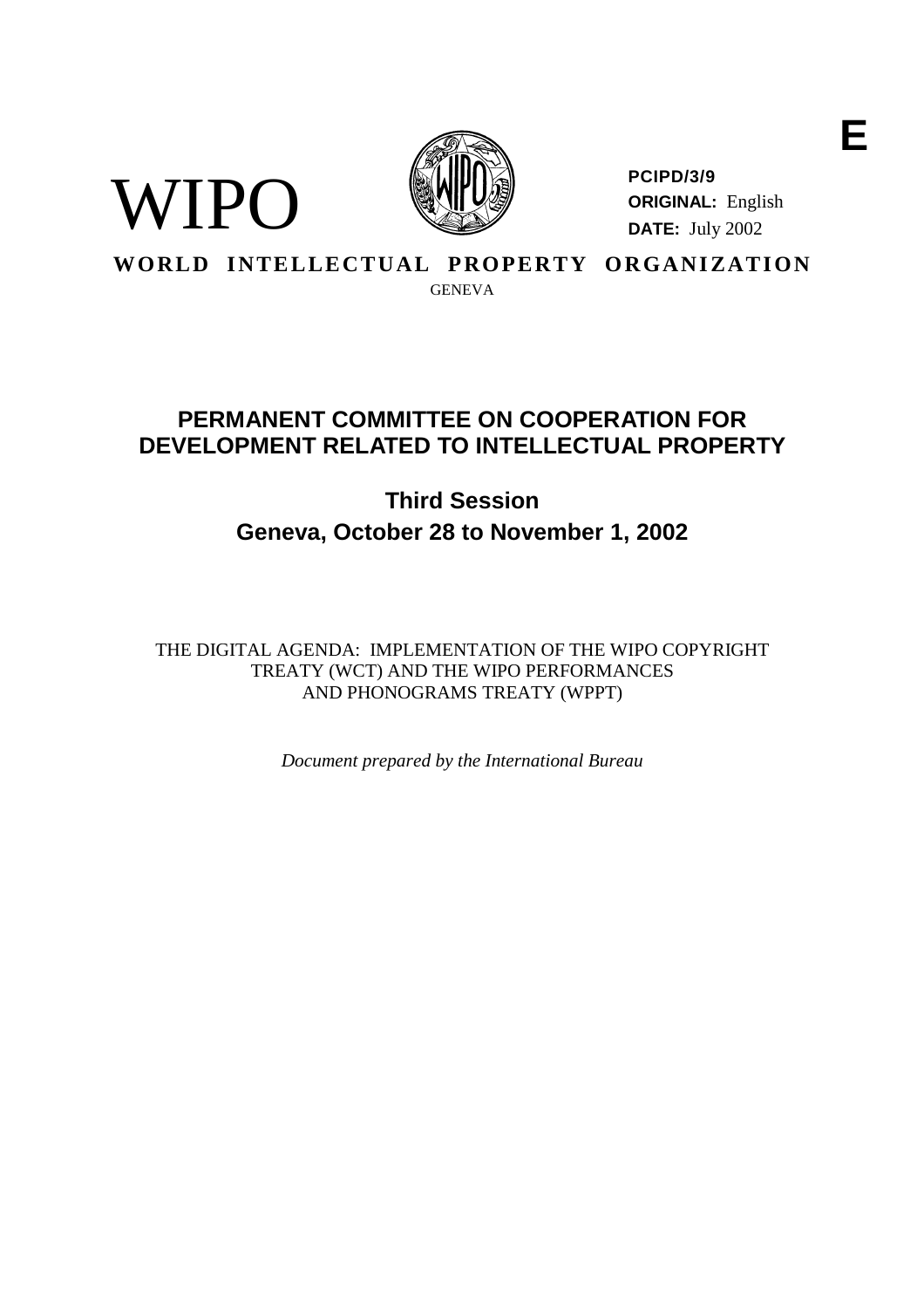E

WIPO

**PCIPD/3/9**
**ORIGINAL:** English
**DATE:** July 2002

**WORLD INTELLECTUAL PROPERTY ORGANIZATION**
GENEVA

# PERMANENT COMMITTEE ON COOPERATION FOR DEVELOPMENT RELATED TO INTELLECTUAL PROPERTY

## Third Session
## Geneva, October 28 to November 1, 2002

THE DIGITAL AGENDA: IMPLEMENTATION OF THE WIPO COPYRIGHT TREATY (WCT) AND THE WIPO PERFORMANCES AND PHONOGRAMS TREATY (WPPT)

*Document prepared by the International Bureau*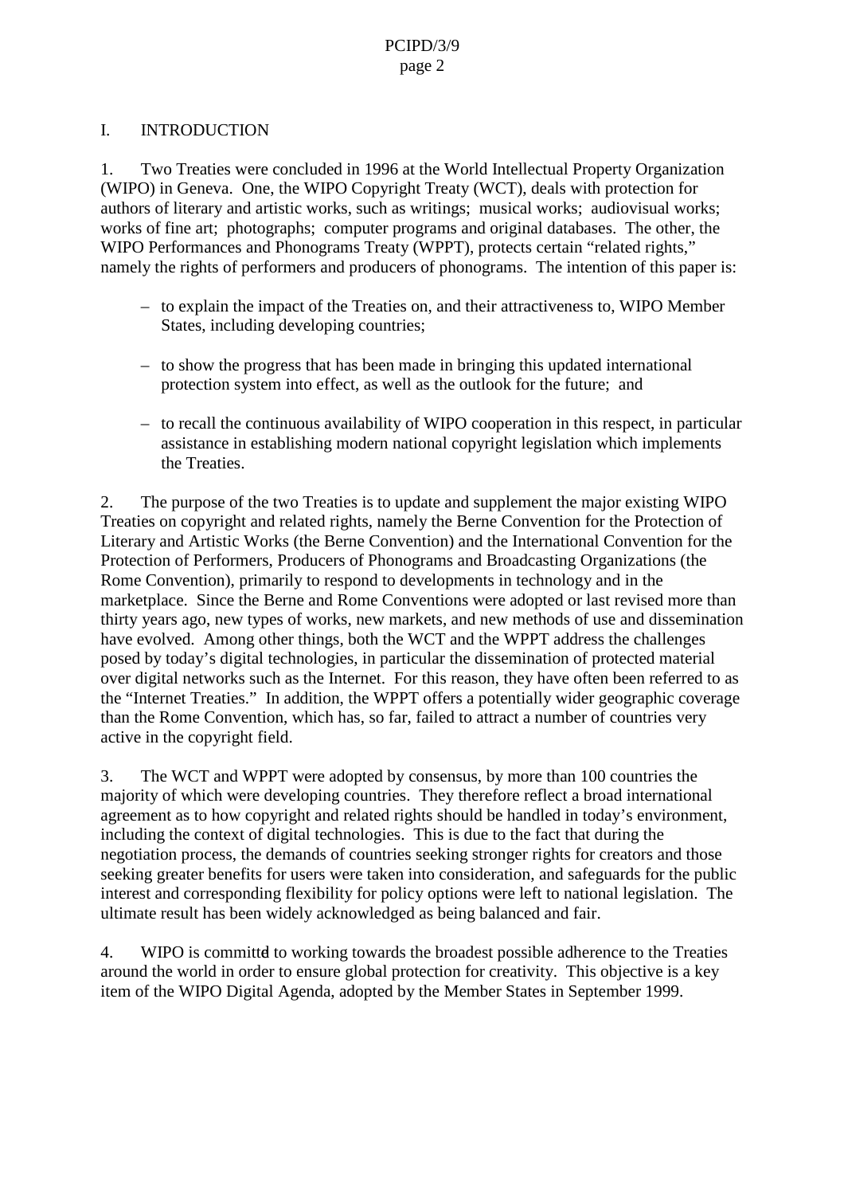## I. INTRODUCTION

1. Two Treaties were concluded in 1996 at the World Intellectual Property Organization (WIPO) in Geneva. One, the WIPO Copyright Treaty (WCT), deals with protection for authors of literary and artistic works, such as writings; musical works; audiovisual works; works of fine art; photographs; computer programs and original databases. The other, the WIPO Performances and Phonograms Treaty (WPPT), protects certain "related rights," namely the rights of performers and producers of phonograms. The intention of this paper is:

- to explain the impact of the Treaties on, and their attractiveness to, WIPO Member States, including developing countries;
- to show the progress that has been made in bringing this updated international protection system into effect, as well as the outlook for the future; and
- to recall the continuous availability of WIPO cooperation in this respect, in particular assistance in establishing modern national copyright legislation which implements the Treaties.

2. The purpose of the two Treaties is to update and supplement the major existing WIPO Treaties on copyright and related rights, namely the Berne Convention for the Protection of Literary and Artistic Works (the Berne Convention) and the International Convention for the Protection of Performers, Producers of Phonograms and Broadcasting Organizations (the Rome Convention), primarily to respond to developments in technology and in the marketplace. Since the Berne and Rome Conventions were adopted or last revised more than thirty years ago, new types of works, new markets, and new methods of use and dissemination have evolved. Among other things, both the WCT and the WPPT address the challenges posed by today's digital technologies, in particular the dissemination of protected material over digital networks such as the Internet. For this reason, they have often been referred to as the "Internet Treaties." In addition, the WPPT offers a potentially wider geographic coverage than the Rome Convention, which has, so far, failed to attract a number of countries very active in the copyright field.

3. The WCT and WPPT were adopted by consensus, by more than 100 countries the majority of which were developing countries. They therefore reflect a broad international agreement as to how copyright and related rights should be handled in today's environment, including the context of digital technologies. This is due to the fact that during the negotiation process, the demands of countries seeking stronger rights for creators and those seeking greater benefits for users were taken into consideration, and safeguards for the public interest and corresponding flexibility for policy options were left to national legislation. The ultimate result has been widely acknowledged as being balanced and fair.

4. WIPO is committed to working towards the broadest possible adherence to the Treaties around the world in order to ensure global protection for creativity. This objective is a key item of the WIPO Digital Agenda, adopted by the Member States in September 1999.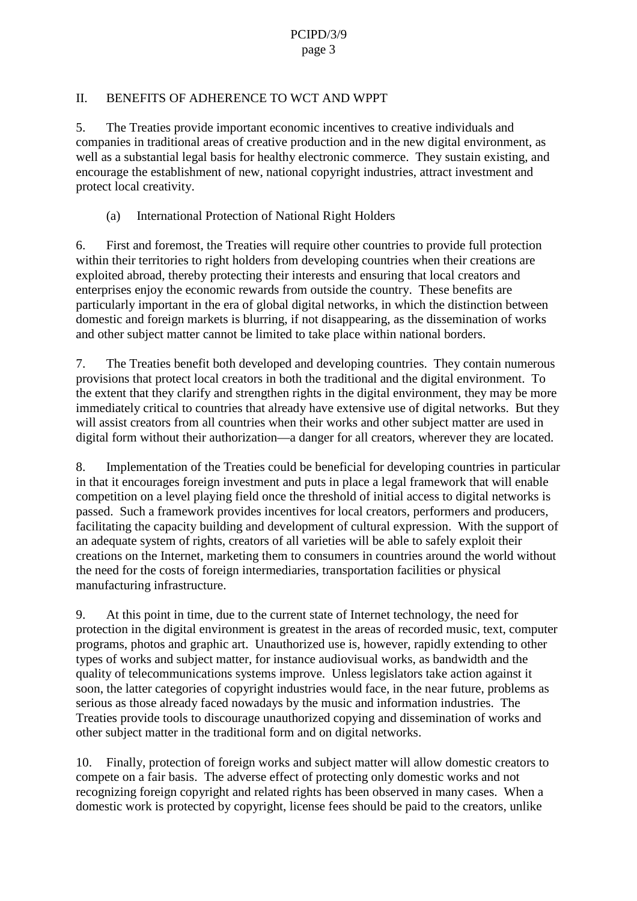## II. BENEFITS OF ADHERENCE TO WCT AND WPPT

5. The Treaties provide important economic incentives to creative individuals and companies in traditional areas of creative production and in the new digital environment, as well as a substantial legal basis for healthy electronic commerce. They sustain existing, and encourage the establishment of new, national copyright industries, attract investment and protect local creativity.

### (a) International Protection of National Right Holders

6. First and foremost, the Treaties will require other countries to provide full protection within their territories to right holders from developing countries when their creations are exploited abroad, thereby protecting their interests and ensuring that local creators and enterprises enjoy the economic rewards from outside the country. These benefits are particularly important in the era of global digital networks, in which the distinction between domestic and foreign markets is blurring, if not disappearing, as the dissemination of works and other subject matter cannot be limited to take place within national borders.

7. The Treaties benefit both developed and developing countries. They contain numerous provisions that protect local creators in both the traditional and the digital environment. To the extent that they clarify and strengthen rights in the digital environment, they may be more immediately critical to countries that already have extensive use of digital networks. But they will assist creators from all countries when their works and other subject matter are used in digital form without their authorization—a danger for all creators, wherever they are located.

8. Implementation of the Treaties could be beneficial for developing countries in particular in that it encourages foreign investment and puts in place a legal framework that will enable competition on a level playing field once the threshold of initial access to digital networks is passed. Such a framework provides incentives for local creators, performers and producers, facilitating the capacity building and development of cultural expression. With the support of an adequate system of rights, creators of all varieties will be able to safely exploit their creations on the Internet, marketing them to consumers in countries around the world without the need for the costs of foreign intermediaries, transportation facilities or physical manufacturing infrastructure.

9. At this point in time, due to the current state of Internet technology, the need for protection in the digital environment is greatest in the areas of recorded music, text, computer programs, photos and graphic art. Unauthorized use is, however, rapidly extending to other types of works and subject matter, for instance audiovisual works, as bandwidth and the quality of telecommunications systems improve. Unless legislators take action against it soon, the latter categories of copyright industries would face, in the near future, problems as serious as those already faced nowadays by the music and information industries. The Treaties provide tools to discourage unauthorized copying and dissemination of works and other subject matter in the traditional form and on digital networks.

10. Finally, protection of foreign works and subject matter will allow domestic creators to compete on a fair basis. The adverse effect of protecting only domestic works and not recognizing foreign copyright and related rights has been observed in many cases. When a domestic work is protected by copyright, license fees should be paid to the creators, unlike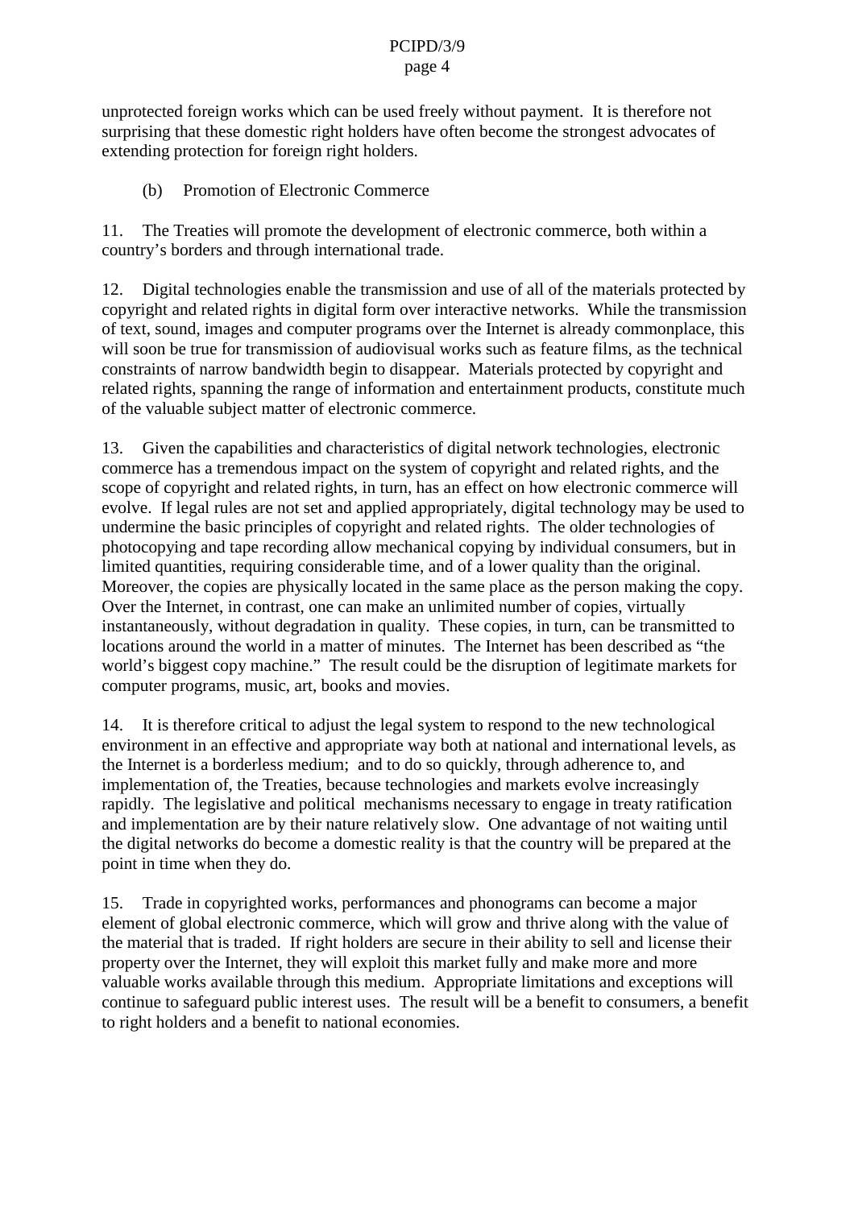unprotected foreign works which can be used freely without payment. It is therefore not surprising that these domestic right holders have often become the strongest advocates of extending protection for foreign right holders.

(b) Promotion of Electronic Commerce

11. The Treaties will promote the development of electronic commerce, both within a country's borders and through international trade.

12. Digital technologies enable the transmission and use of all of the materials protected by copyright and related rights in digital form over interactive networks. While the transmission of text, sound, images and computer programs over the Internet is already commonplace, this will soon be true for transmission of audiovisual works such as feature films, as the technical constraints of narrow bandwidth begin to disappear. Materials protected by copyright and related rights, spanning the range of information and entertainment products, constitute much of the valuable subject matter of electronic commerce.

13. Given the capabilities and characteristics of digital network technologies, electronic commerce has a tremendous impact on the system of copyright and related rights, and the scope of copyright and related rights, in turn, has an effect on how electronic commerce will evolve. If legal rules are not set and applied appropriately, digital technology may be used to undermine the basic principles of copyright and related rights. The older technologies of photocopying and tape recording allow mechanical copying by individual consumers, but in limited quantities, requiring considerable time, and of a lower quality than the original. Moreover, the copies are physically located in the same place as the person making the copy. Over the Internet, in contrast, one can make an unlimited number of copies, virtually instantaneously, without degradation in quality. These copies, in turn, can be transmitted to locations around the world in a matter of minutes. The Internet has been described as "the world's biggest copy machine." The result could be the disruption of legitimate markets for computer programs, music, art, books and movies.

14. It is therefore critical to adjust the legal system to respond to the new technological environment in an effective and appropriate way both at national and international levels, as the Internet is a borderless medium; and to do so quickly, through adherence to, and implementation of, the Treaties, because technologies and markets evolve increasingly rapidly. The legislative and political mechanisms necessary to engage in treaty ratification and implementation are by their nature relatively slow. One advantage of not waiting until the digital networks do become a domestic reality is that the country will be prepared at the point in time when they do.

15. Trade in copyrighted works, performances and phonograms can become a major element of global electronic commerce, which will grow and thrive along with the value of the material that is traded. If right holders are secure in their ability to sell and license their property over the Internet, they will exploit this market fully and make more and more valuable works available through this medium. Appropriate limitations and exceptions will continue to safeguard public interest uses. The result will be a benefit to consumers, a benefit to right holders and a benefit to national economies.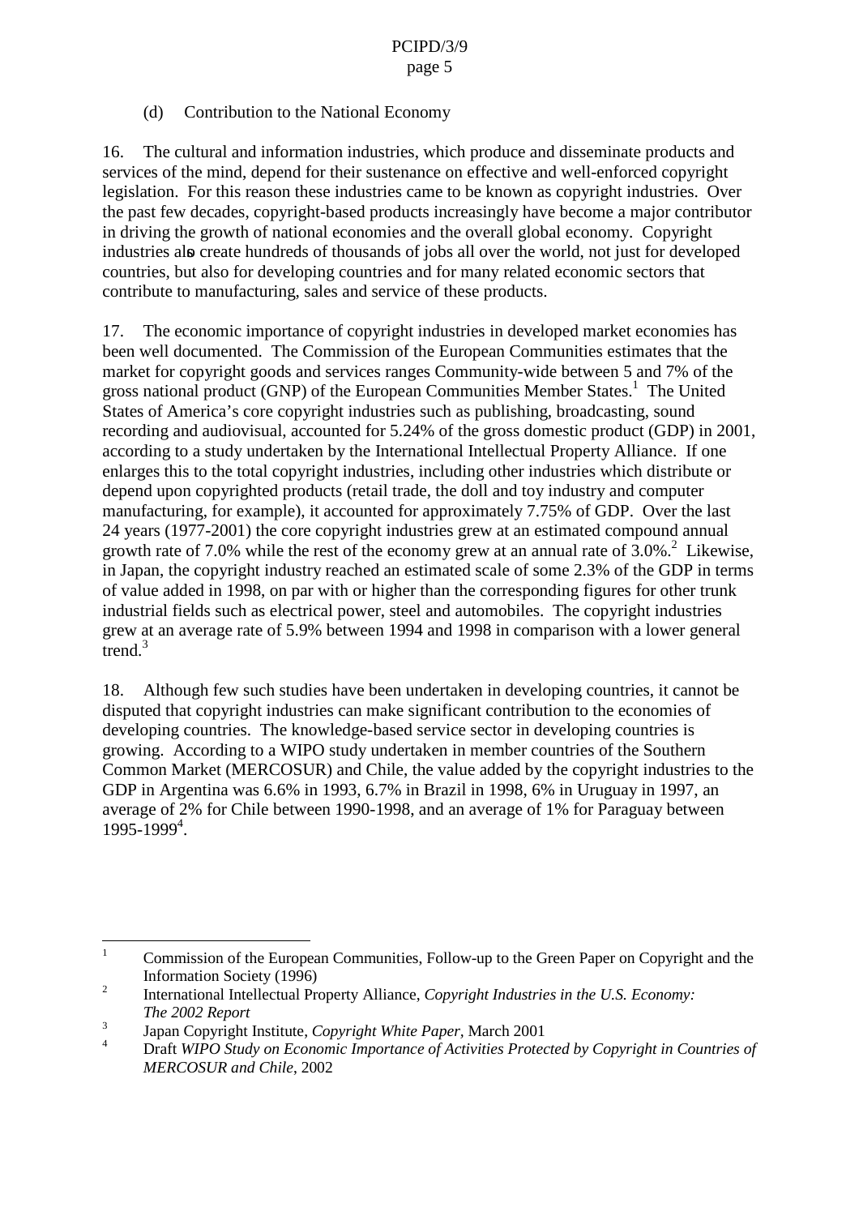(d) Contribution to the National Economy

16. The cultural and information industries, which produce and disseminate products and services of the mind, depend for their sustenance on effective and well-enforced copyright legislation. For this reason these industries came to be known as copyright industries. Over the past few decades, copyright-based products increasingly have become a major contributor in driving the growth of national economies and the overall global economy. Copyright industries also create hundreds of thousands of jobs all over the world, not just for developed countries, but also for developing countries and for many related economic sectors that contribute to manufacturing, sales and service of these products.

17. The economic importance of copyright industries in developed market economies has been well documented. The Commission of the European Communities estimates that the market for copyright goods and services ranges Community-wide between 5 and 7% of the gross national product (GNP) of the European Communities Member States.[1] The United States of America's core copyright industries such as publishing, broadcasting, sound recording and audiovisual, accounted for 5.24% of the gross domestic product (GDP) in 2001, according to a study undertaken by the International Intellectual Property Alliance. If one enlarges this to the total copyright industries, including other industries which distribute or depend upon copyrighted products (retail trade, the doll and toy industry and computer manufacturing, for example), it accounted for approximately 7.75% of GDP. Over the last 24 years (1977-2001) the core copyright industries grew at an estimated compound annual growth rate of 7.0% while the rest of the economy grew at an annual rate of 3.0%.[2] Likewise, in Japan, the copyright industry reached an estimated scale of some 2.3% of the GDP in terms of value added in 1998, on par with or higher than the corresponding figures for other trunk industrial fields such as electrical power, steel and automobiles. The copyright industries grew at an average rate of 5.9% between 1994 and 1998 in comparison with a lower general trend.[3]

18. Although few such studies have been undertaken in developing countries, it cannot be disputed that copyright industries can make significant contribution to the economies of developing countries. The knowledge-based service sector in developing countries is growing. According to a WIPO study undertaken in member countries of the Southern Common Market (MERCOSUR) and Chile, the value added by the copyright industries to the GDP in Argentina was 6.6% in 1993, 6.7% in Brazil in 1998, 6% in Uruguay in 1997, an average of 2% for Chile between 1990-1998, and an average of 1% for Paraguay between 1995-1999[4].

---

[1] Commission of the European Communities, Follow-up to the Green Paper on Copyright and the Information Society (1996)

[2] International Intellectual Property Alliance, *Copyright Industries in the U.S. Economy: The 2002 Report*

[3] Japan Copyright Institute, *Copyright White Paper*, March 2001

[4] Draft *WIPO Study on Economic Importance of Activities Protected by Copyright in Countries of MERCOSUR and Chile*, 2002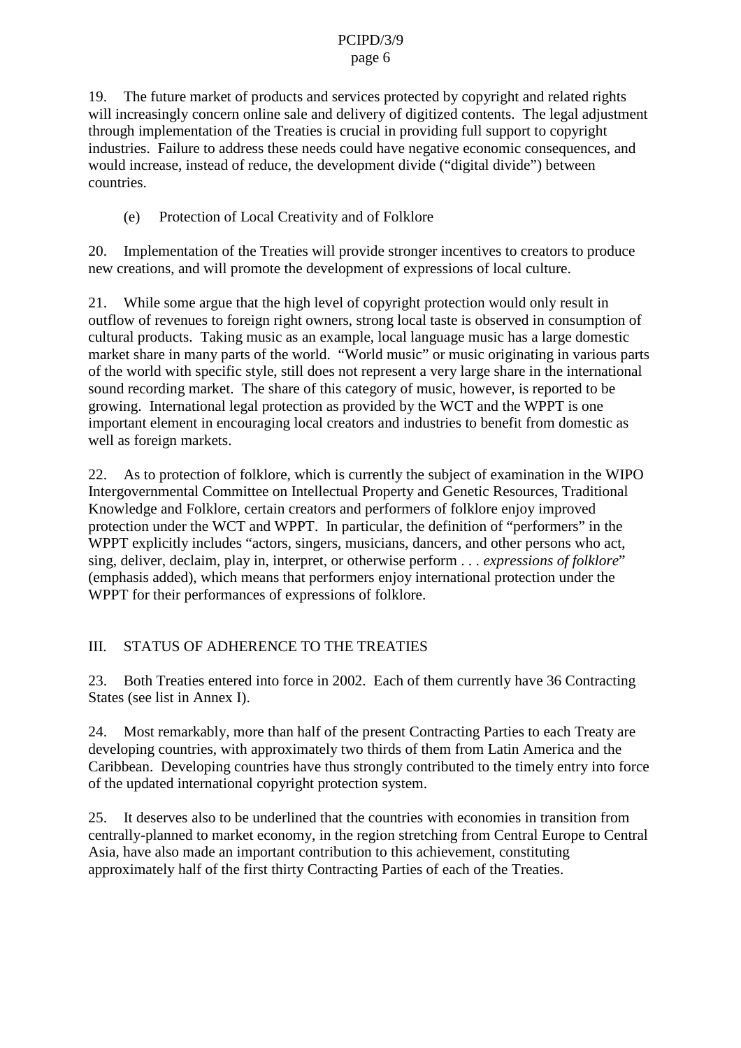19. The future market of products and services protected by copyright and related rights will increasingly concern online sale and delivery of digitized contents. The legal adjustment through implementation of the Treaties is crucial in providing full support to copyright industries. Failure to address these needs could have negative economic consequences, and would increase, instead of reduce, the development divide ("digital divide") between countries.

### (e) Protection of Local Creativity and of Folklore

20. Implementation of the Treaties will provide stronger incentives to creators to produce new creations, and will promote the development of expressions of local culture.

21. While some argue that the high level of copyright protection would only result in outflow of revenues to foreign right owners, strong local taste is observed in consumption of cultural products. Taking music as an example, local language music has a large domestic market share in many parts of the world. "World music" or music originating in various parts of the world with specific style, still does not represent a very large share in the international sound recording market. The share of this category of music, however, is reported to be growing. International legal protection as provided by the WCT and the WPPT is one important element in encouraging local creators and industries to benefit from domestic as well as foreign markets.

22. As to protection of folklore, which is currently the subject of examination in the WIPO Intergovernmental Committee on Intellectual Property and Genetic Resources, Traditional Knowledge and Folklore, certain creators and performers of folklore enjoy improved protection under the WCT and WPPT. In particular, the definition of "performers" in the WPPT explicitly includes "actors, singers, musicians, dancers, and other persons who act, sing, deliver, declaim, play in, interpret, or otherwise perform . . . *expressions of folklore*" (emphasis added), which means that performers enjoy international protection under the WPPT for their performances of expressions of folklore.

## III. STATUS OF ADHERENCE TO THE TREATIES

23. Both Treaties entered into force in 2002. Each of them currently have 36 Contracting States (see list in Annex I).

24. Most remarkably, more than half of the present Contracting Parties to each Treaty are developing countries, with approximately two thirds of them from Latin America and the Caribbean. Developing countries have thus strongly contributed to the timely entry into force of the updated international copyright protection system.

25. It deserves also to be underlined that the countries with economies in transition from centrally-planned to market economy, in the region stretching from Central Europe to Central Asia, have also made an important contribution to this achievement, constituting approximately half of the first thirty Contracting Parties of each of the Treaties.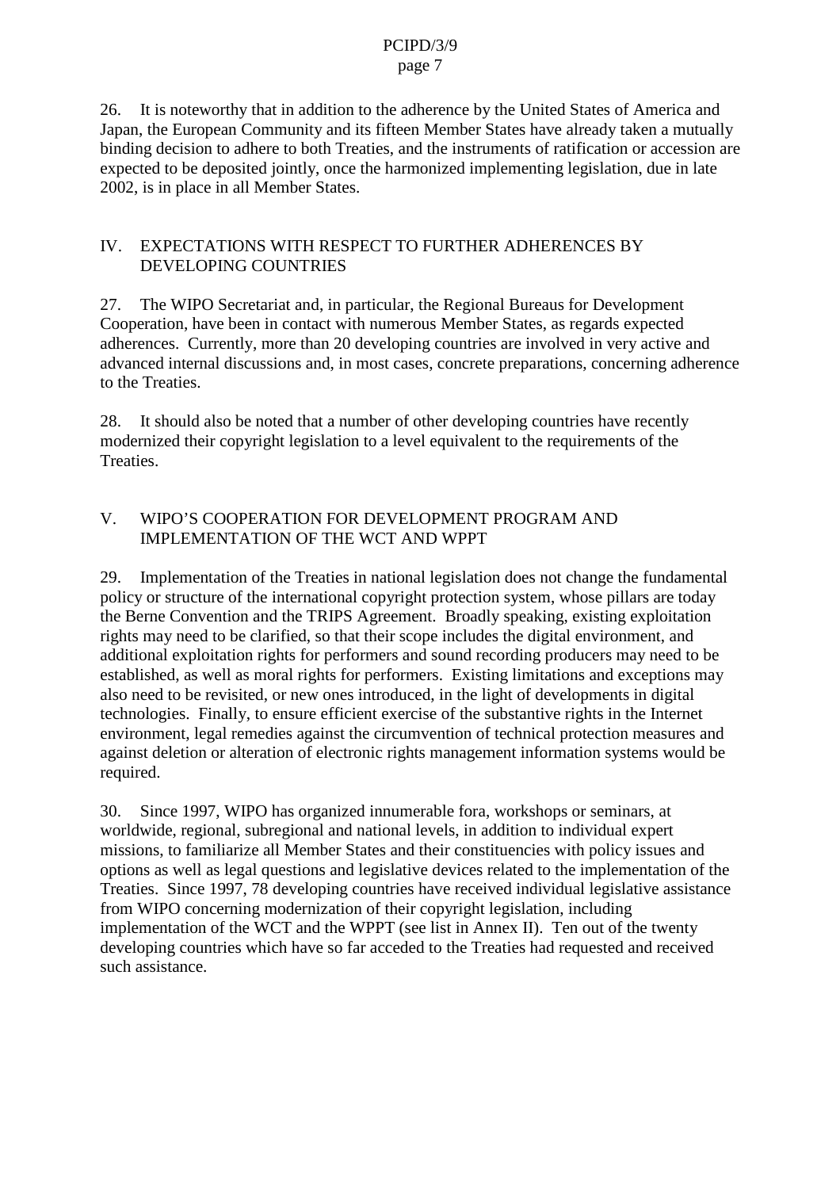26. It is noteworthy that in addition to the adherence by the United States of America and Japan, the European Community and its fifteen Member States have already taken a mutually binding decision to adhere to both Treaties, and the instruments of ratification or accession are expected to be deposited jointly, once the harmonized implementing legislation, due in late 2002, is in place in all Member States.

## IV. EXPECTATIONS WITH RESPECT TO FURTHER ADHERENCES BY DEVELOPING COUNTRIES

27. The WIPO Secretariat and, in particular, the Regional Bureaus for Development Cooperation, have been in contact with numerous Member States, as regards expected adherences. Currently, more than 20 developing countries are involved in very active and advanced internal discussions and, in most cases, concrete preparations, concerning adherence to the Treaties.

28. It should also be noted that a number of other developing countries have recently modernized their copyright legislation to a level equivalent to the requirements of the Treaties.

## V. WIPO'S COOPERATION FOR DEVELOPMENT PROGRAM AND IMPLEMENTATION OF THE WCT AND WPPT

29. Implementation of the Treaties in national legislation does not change the fundamental policy or structure of the international copyright protection system, whose pillars are today the Berne Convention and the TRIPS Agreement. Broadly speaking, existing exploitation rights may need to be clarified, so that their scope includes the digital environment, and additional exploitation rights for performers and sound recording producers may need to be established, as well as moral rights for performers. Existing limitations and exceptions may also need to be revisited, or new ones introduced, in the light of developments in digital technologies. Finally, to ensure efficient exercise of the substantive rights in the Internet environment, legal remedies against the circumvention of technical protection measures and against deletion or alteration of electronic rights management information systems would be required.

30. Since 1997, WIPO has organized innumerable fora, workshops or seminars, at worldwide, regional, subregional and national levels, in addition to individual expert missions, to familiarize all Member States and their constituencies with policy issues and options as well as legal questions and legislative devices related to the implementation of the Treaties. Since 1997, 78 developing countries have received individual legislative assistance from WIPO concerning modernization of their copyright legislation, including implementation of the WCT and the WPPT (see list in Annex II). Ten out of the twenty developing countries which have so far acceded to the Treaties had requested and received such assistance.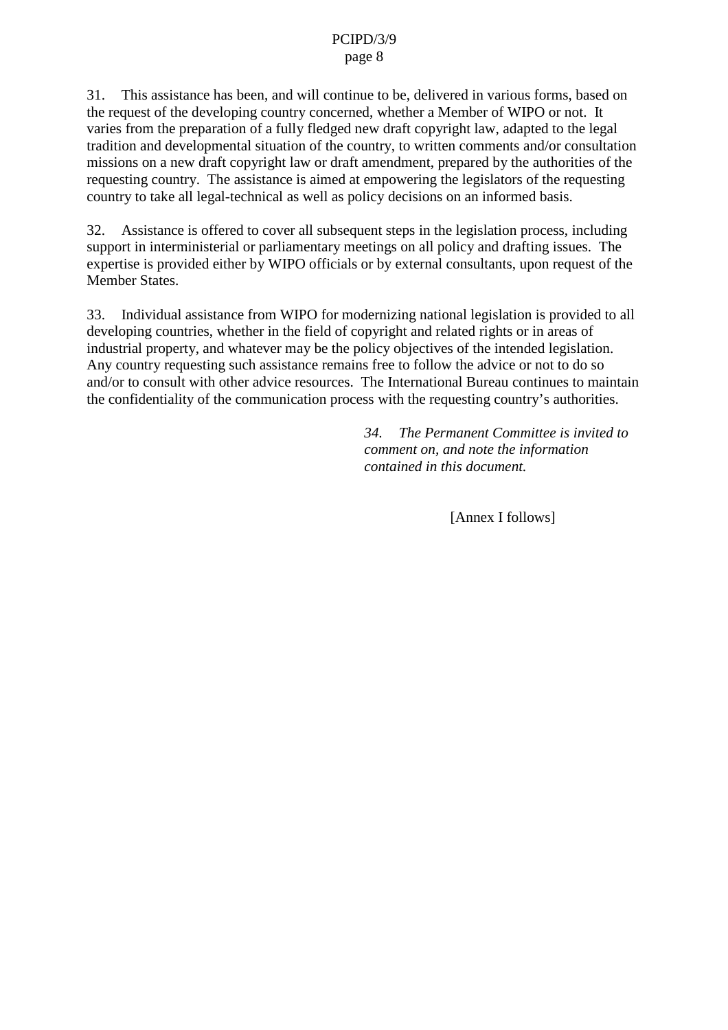31. This assistance has been, and will continue to be, delivered in various forms, based on the request of the developing country concerned, whether a Member of WIPO or not. It varies from the preparation of a fully fledged new draft copyright law, adapted to the legal tradition and developmental situation of the country, to written comments and/or consultation missions on a new draft copyright law or draft amendment, prepared by the authorities of the requesting country. The assistance is aimed at empowering the legislators of the requesting country to take all legal-technical as well as policy decisions on an informed basis.

32. Assistance is offered to cover all subsequent steps in the legislation process, including support in interministerial or parliamentary meetings on all policy and drafting issues. The expertise is provided either by WIPO officials or by external consultants, upon request of the Member States.

33. Individual assistance from WIPO for modernizing national legislation is provided to all developing countries, whether in the field of copyright and related rights or in areas of industrial property, and whatever may be the policy objectives of the intended legislation. Any country requesting such assistance remains free to follow the advice or not to do so and/or to consult with other advice resources. The International Bureau continues to maintain the confidentiality of the communication process with the requesting country's authorities.

*34. The Permanent Committee is invited to comment on, and note the information contained in this document.*

[Annex I follows]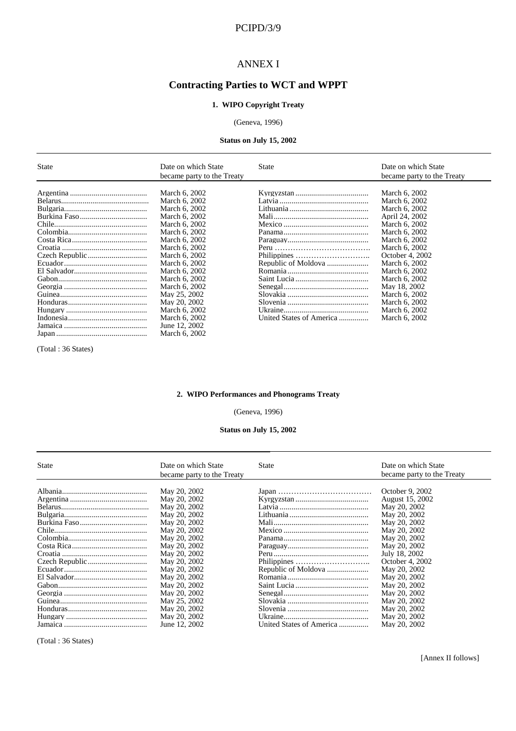# ANNEX I

## Contracting Parties to WCT and WPPT

### 1. WIPO Copyright Treaty

(Geneva, 1996)

**Status on July 15, 2002**

| State | Date on which State became party to the Treaty | State | Date on which State became party to the Treaty |
|---|---|---|---|
| Argentina | March 6, 2002 | Kyrgyzstan | March 6, 2002 |
| Belarus | March 6, 2002 | Latvia | March 6, 2002 |
| Bulgaria | March 6, 2002 | Lithuania | March 6, 2002 |
| Burkina Faso | March 6, 2002 | Mali | April 24, 2002 |
| Chile | March 6, 2002 | Mexico | March 6, 2002 |
| Colombia | March 6, 2002 | Panama | March 6, 2002 |
| Costa Rica | March 6, 2002 | Paraguay | March 6, 2002 |
| Croatia | March 6, 2002 | Peru | March 6, 2002 |
| Czech Republic | March 6, 2002 | Philippines | October 4, 2002 |
| Ecuador | March 6, 2002 | Republic of Moldova | March 6, 2002 |
| El Salvador | March 6, 2002 | Romania | March 6, 2002 |
| Gabon | March 6, 2002 | Saint Lucia | March 6, 2002 |
| Georgia | March 6, 2002 | Senegal | May 18, 2002 |
| Guinea | May 25, 2002 | Slovakia | March 6, 2002 |
| Honduras | May 20, 2002 | Slovenia | March 6, 2002 |
| Hungary | March 6, 2002 | Ukraine | March 6, 2002 |
| Indonesia | March 6, 2002 | United States of America | March 6, 2002 |
| Jamaica | June 12, 2002 | | |
| Japan | March 6, 2002 | | |

(Total : 36 States)

### 2. WIPO Performances and Phonograms Treaty

(Geneva, 1996)

**Status on July 15, 2002**

| State | Date on which State became party to the Treaty | State | Date on which State became party to the Treaty |
|---|---|---|---|
| Albania | May 20, 2002 | Japan | October 9, 2002 |
| Argentina | May 20, 2002 | Kyrgyzstan | August 15, 2002 |
| Belarus | May 20, 2002 | Latvia | May 20, 2002 |
| Bulgaria | May 20, 2002 | Lithuania | May 20, 2002 |
| Burkina Faso | May 20, 2002 | Mali | May 20, 2002 |
| Chile | May 20, 2002 | Mexico | May 20, 2002 |
| Colombia | May 20, 2002 | Panama | May 20, 2002 |
| Costa Rica | May 20, 2002 | Paraguay | May 20, 2002 |
| Croatia | May 20, 2002 | Peru | July 18, 2002 |
| Czech Republic | May 20, 2002 | Philippines | October 4, 2002 |
| Ecuador | May 20, 2002 | Republic of Moldova | May 20, 2002 |
| El Salvador | May 20, 2002 | Romania | May 20, 2002 |
| Gabon | May 20, 2002 | Saint Lucia | May 20, 2002 |
| Georgia | May 20, 2002 | Senegal | May 20, 2002 |
| Guinea | May 25, 2002 | Slovakia | May 20, 2002 |
| Honduras | May 20, 2002 | Slovenia | May 20, 2002 |
| Hungary | May 20, 2002 | Ukraine | May 20, 2002 |
| Jamaica | June 12, 2002 | United States of America | May 20, 2002 |

(Total : 36 States)

[Annex II follows]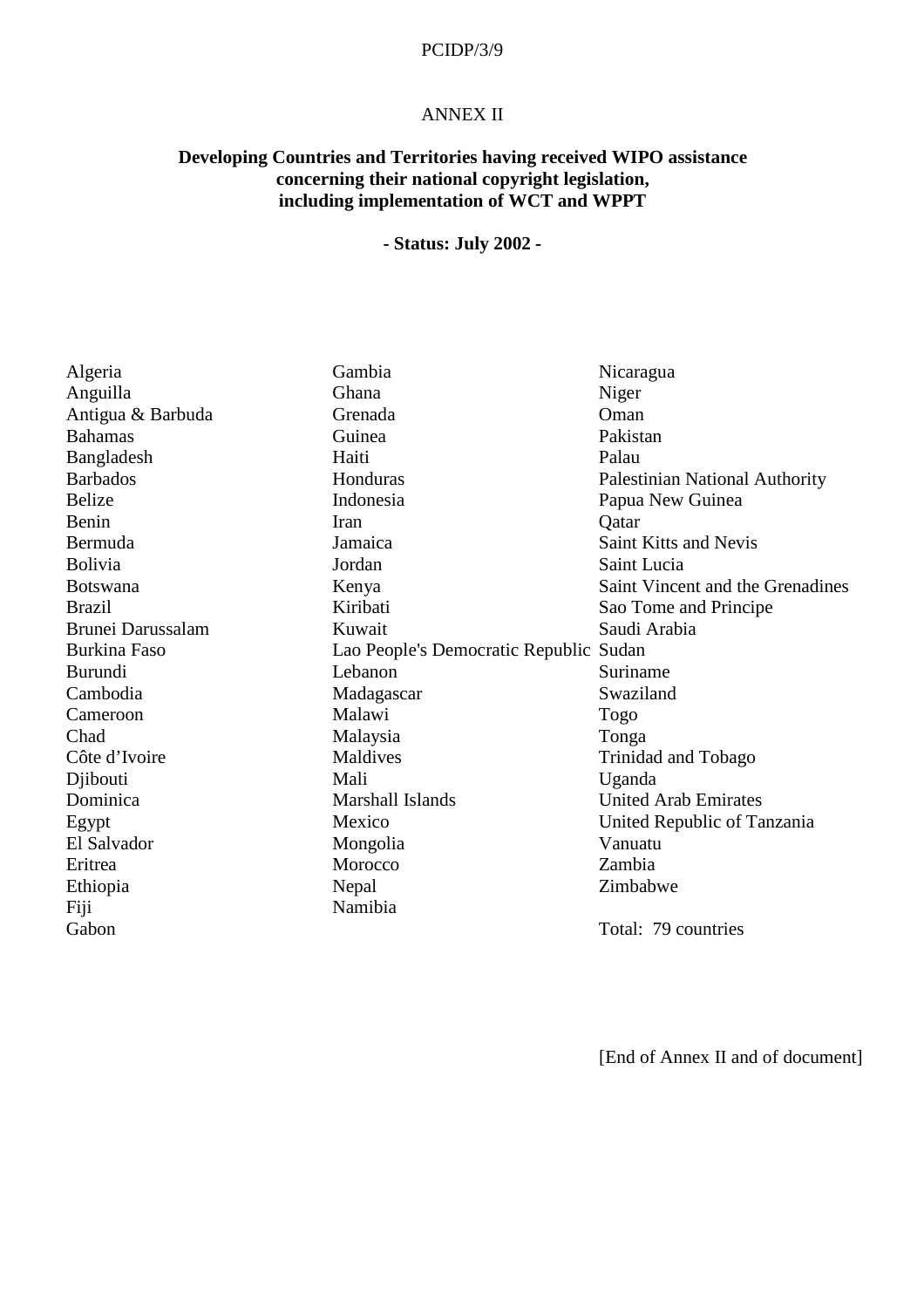ANNEX II

**Developing Countries and Territories having received WIPO assistance concerning their national copyright legislation, including implementation of WCT and WPPT**

**- Status: July 2002 -**

Algeria
Anguilla
Antigua & Barbuda
Bahamas
Bangladesh
Barbados
Belize
Benin
Bermuda
Bolivia
Botswana
Brazil
Brunei Darussalam
Burkina Faso
Burundi
Cambodia
Cameroon
Chad
Côte d'Ivoire
Djibouti
Dominica
Egypt
El Salvador
Eritrea
Ethiopia
Fiji
Gabon
Gambia
Ghana
Grenada
Guinea
Haiti
Honduras
Indonesia
Iran
Jamaica
Jordan
Kenya
Kiribati
Kuwait
Lao People's Democratic Republic
Lebanon
Madagascar
Malawi
Malaysia
Maldives
Mali
Marshall Islands
Mexico
Mongolia
Morocco
Nepal
Namibia
Nicaragua
Niger
Oman
Pakistan
Palau
Palestinian National Authority
Papua New Guinea
Qatar
Saint Kitts and Nevis
Saint Lucia
Saint Vincent and the Grenadines
Sao Tome and Principe
Saudi Arabia
Sudan
Suriname
Swaziland
Togo
Tonga
Trinidad and Tobago
Uganda
United Arab Emirates
United Republic of Tanzania
Vanuatu
Zambia
Zimbabwe

Total: 79 countries

[End of Annex II and of document]